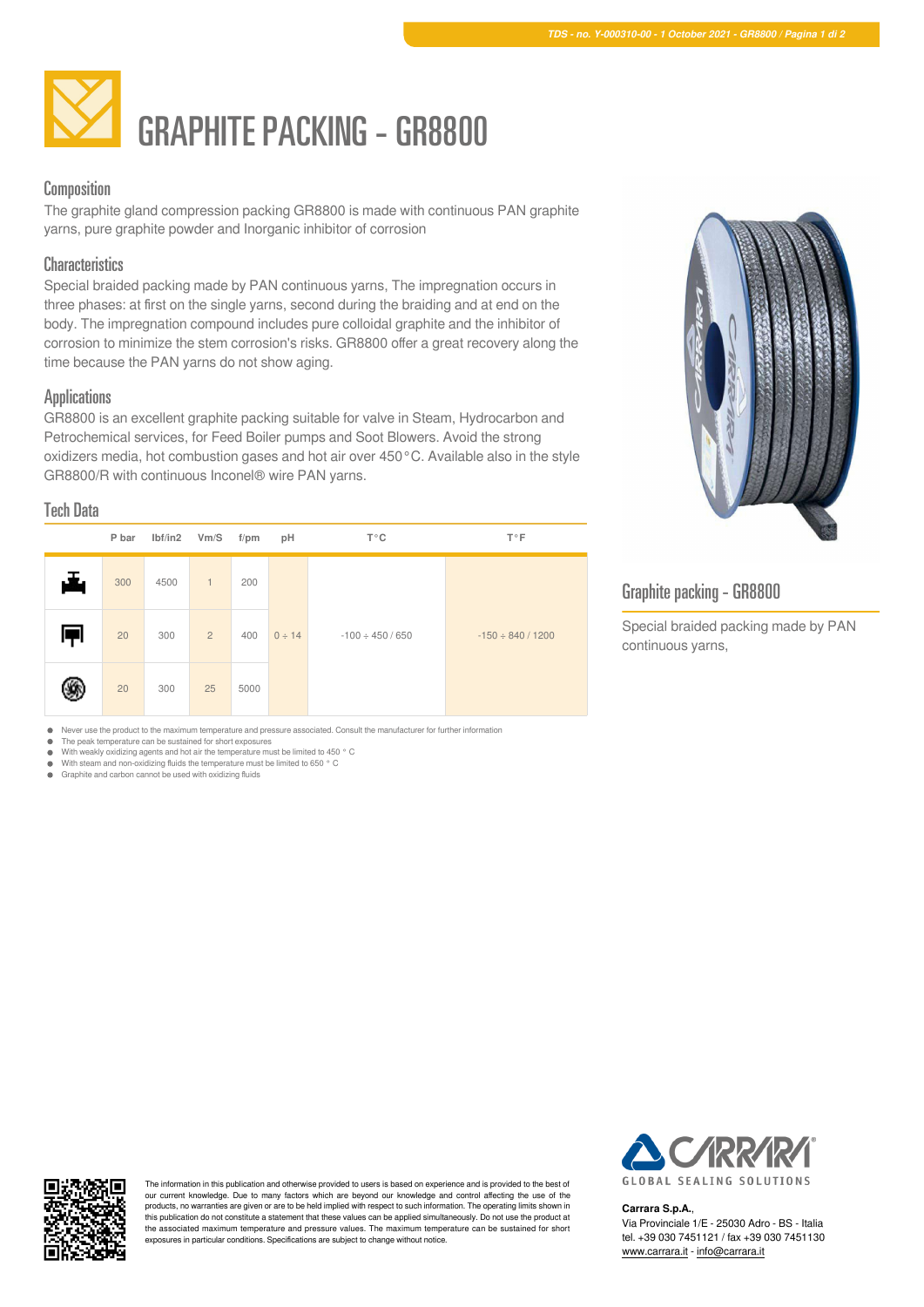# GRAPHITE PACKING - GR8800

## Composition

The graphite gland compression packing GR8800 is made with continuous PAN graphite yarns, pure graphite powder and Inorganic inhibitor of corrosion

## Characteristics

Special braided packing made by PAN continuous yarns, The impregnation occurs in three phases: at first on the single yarns, second during the braiding and at end on the body. The impregnation compound includes pure colloidal graphite and the inhibitor of corrosion to minimize the stem corrosion's risks. GR8800 offer a great recovery along the time because the PAN yarns do not show aging.

## Applications

GR8800 is an excellent graphite packing suitable for valve in Steam, Hydrocarbon and Petrochemical services, for Feed Boiler pumps and Soot Blowers. Avoid the strong oxidizers media, hot combustion gases and hot air over 450°C. Available also in the style GR8800/R with continuous Inconel® wire PAN yarns.

## Tech Data

| | P bar | lbf/in2 | Vm/S | f/pm | pH | T°C | T°F |
|---|---|---|---|---|---|---|---|
| Valve | 300 | 4500 | 1 | 200 | 0 ÷ 14 | -100 ÷ 450 / 650 | -150 ÷ 840 / 1200 |
| Pump | 20 | 300 | 2 | 400 | | | |
| Mixer | 20 | 300 | 25 | 5000 | | | |

- Never use the product to the maximum temperature and pressure associated. Consult the manufacturer for further information
- The peak temperature can be sustained for short exposures
- With weakly oxidizing agents and hot air the temperature must be limited to 450 ° C
- With steam and non-oxidizing fluids the temperature must be limited to 650 ° C
- Graphite and carbon cannot be used with oxidizing fluids

## Graphite packing - GR8800

Special braided packing made by PAN continuous yarns,

The information in this publication and otherwise provided to users is based on experience and is provided to the best of our current knowledge. Due to many factors which are beyond our knowledge and control affecting the use of the products, no warranties are given or are to be held implied with respect to such information. The operating limits shown in this publication do not constitute a statement that these values can be applied simultaneously. Do not use the product at the associated maximum temperature and pressure values. The maximum temperature can be sustained for short exposures in particular conditions. Specifications are subject to change without notice.

CARRARA GLOBAL SEALING SOLUTIONS

**Carrara S.p.A.**,
Via Provinciale 1/E - 25030 Adro - BS - Italia
tel. +39 030 7451121 / fax +39 030 7451130
www.carrara.it - info@carrara.it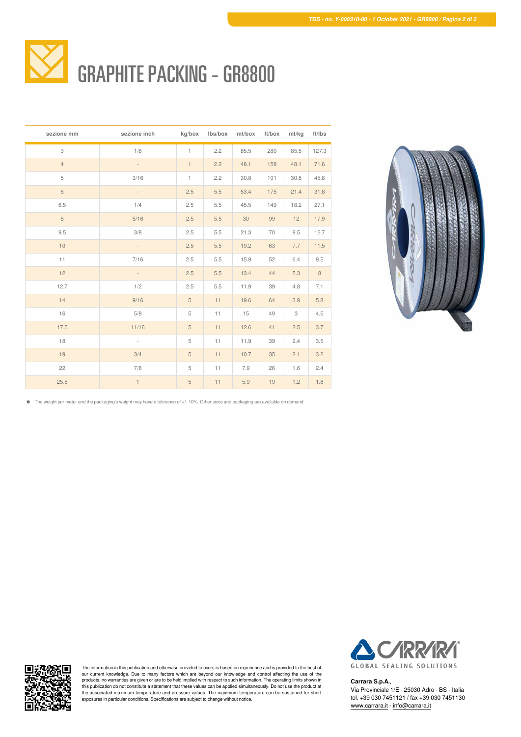# GRAPHITE PACKING - GR8800

| sezione mm | sezione inch | kg/box | lbs/box | mt/box | ft/box | mt/kg | ft/lbs |
|---|---|---|---|---|---|---|---|
| 3 | 1/8 | 1 | 2.2 | 85.5 | 280 | 85.5 | 127.3 |
| 4 | - | 1 | 2.2 | 48.1 | 158 | 48.1 | 71.6 |
| 5 | 3/16 | 1 | 2.2 | 30.8 | 101 | 30.8 | 45.8 |
| 6 | - | 2.5 | 5.5 | 53.4 | 175 | 21.4 | 31.8 |
| 6.5 | 1/4 | 2.5 | 5.5 | 45.5 | 149 | 18.2 | 27.1 |
| 8 | 5/16 | 2.5 | 5.5 | 30 | 99 | 12 | 17.9 |
| 9.5 | 3/8 | 2.5 | 5.5 | 21.3 | 70 | 8.5 | 12.7 |
| 10 | - | 2.5 | 5.5 | 19.2 | 63 | 7.7 | 11.5 |
| 11 | 7/16 | 2.5 | 5.5 | 15.9 | 52 | 6.4 | 9.5 |
| 12 | - | 2.5 | 5.5 | 13.4 | 44 | 5.3 | 8 |
| 12.7 | 1/2 | 2.5 | 5.5 | 11.9 | 39 | 4.8 | 7.1 |
| 14 | 9/16 | 5 | 11 | 19.6 | 64 | 3.9 | 5.8 |
| 16 | 5/8 | 5 | 11 | 15 | 49 | 3 | 4.5 |
| 17.5 | 11/16 | 5 | 11 | 12.6 | 41 | 2.5 | 3.7 |
| 18 | - | 5 | 11 | 11.9 | 39 | 2.4 | 3.5 |
| 19 | 3/4 | 5 | 11 | 10.7 | 35 | 2.1 | 3.2 |
| 22 | 7/8 | 5 | 11 | 7.9 | 26 | 1.6 | 2.4 |
| 25.5 | 1 | 5 | 11 | 5.9 | 19 | 1.2 | 1.8 |

- The weight per meter and the packaging's weight may have a tolerance of +/- 10%. Other sizes and packaging are available on demand.

The information in this publication and otherwise provided to users is based on experience and is provided to the best of our current knowledge. Due to many factors which are beyond our knowledge and control affecting the use of the products, no warranties are given or are to be held implied with respect to such information. The operating limits shown in this publication do not constitute a statement that these values can be applied simultaneously. Do not use the product at the associated maximum temperature and pressure values. The maximum temperature can be sustained for short exposures in particular conditions. Specifications are subject to change without notice.

CARRARA
GLOBAL SEALING SOLUTIONS

**Carrara S.p.A.**,
Via Provinciale 1/E - 25030 Adro - BS - Italia
tel. +39 030 7451121 / fax +39 030 7451130
www.carrara.it - info@carrara.it